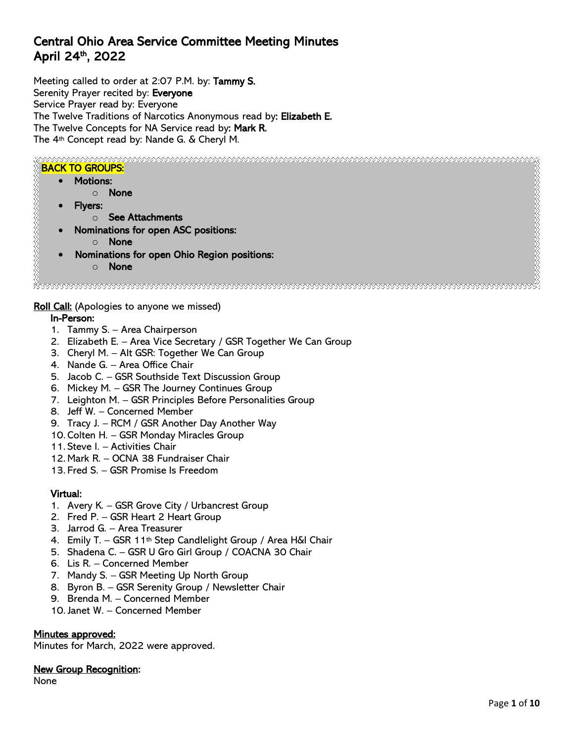# Central Ohio Area Service Committee Meeting Minutes
# April 24th, 2022

Meeting called to order at 2:07 P.M. by: **Tammy S.**
Serenity Prayer recited by: **Everyone**
Service Prayer read by: Everyone
The Twelve Traditions of Narcotics Anonymous read by: **Elizabeth E.**
The Twelve Concepts for NA Service read by: **Mark R.**
The 4th Concept read by: Nande G. & Cheryl M.

**BACK TO GROUPS:**

- **Motions:**
  - **None**
- **Flyers:**
  - **See Attachments**
- **Nominations for open ASC positions:**
  - **None**
- **Nominations for open Ohio Region positions:**
  - **None**

**Roll Call:** (Apologies to anyone we missed)

**In-Person:**

1. Tammy S. – Area Chairperson
2. Elizabeth E. – Area Vice Secretary / GSR Together We Can Group
3. Cheryl M. – Alt GSR: Together We Can Group
4. Nande G. – Area Office Chair
5. Jacob C. – GSR Southside Text Discussion Group
6. Mickey M. – GSR The Journey Continues Group
7. Leighton M. – GSR Principles Before Personalities Group
8. Jeff W. – Concerned Member
9. Tracy J. – RCM / GSR Another Day Another Way
10. Colten H. – GSR Monday Miracles Group
11. Steve I. – Activities Chair
12. Mark R. – OCNA 38 Fundraiser Chair
13. Fred S. – GSR Promise Is Freedom

**Virtual:**

1. Avery K. – GSR Grove City / Urbancrest Group
2. Fred P. – GSR Heart 2 Heart Group
3. Jarrod G. – Area Treasurer
4. Emily T. – GSR 11th Step Candlelight Group / Area H&I Chair
5. Shadena C. – GSR U Gro Girl Group / COACNA 30 Chair
6. Lis R. – Concerned Member
7. Mandy S. – GSR Meeting Up North Group
8. Byron B. – GSR Serenity Group / Newsletter Chair
9. Brenda M. – Concerned Member
10. Janet W. – Concerned Member

**Minutes approved:**
Minutes for March, 2022 were approved.

**New Group Recognition:**
None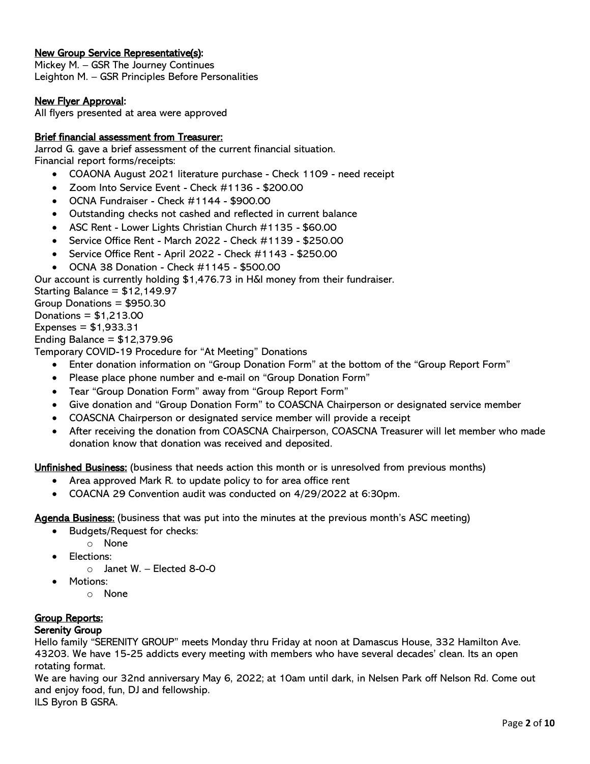## New Group Service Representative(s):

Mickey M. – GSR The Journey Continues
Leighton M. – GSR Principles Before Personalities

## New Flyer Approval:

All flyers presented at area were approved

## Brief financial assessment from Treasurer:

Jarrod G. gave a brief assessment of the current financial situation.
Financial report forms/receipts:

- COAONA August 2021 literature purchase - Check 1109 - need receipt
- Zoom Into Service Event - Check #1136 - $200.00
- OCNA Fundraiser - Check #1144 - $900.00
- Outstanding checks not cashed and reflected in current balance
- ASC Rent - Lower Lights Christian Church #1135 - $60.00
- Service Office Rent - March 2022 - Check #1139 - $250.00
- Service Office Rent - April 2022 - Check #1143 - $250.00
- OCNA 38 Donation - Check #1145 - $500.00

Our account is currently holding $1,476.73 in H&I money from their fundraiser.
Starting Balance = $12,149.97
Group Donations = $950.30
Donations = $1,213.00
Expenses = $1,933.31
Ending Balance = $12,379.96
Temporary COVID-19 Procedure for "At Meeting" Donations

- Enter donation information on "Group Donation Form" at the bottom of the "Group Report Form"
- Please place phone number and e-mail on "Group Donation Form"
- Tear "Group Donation Form" away from "Group Report Form"
- Give donation and "Group Donation Form" to COASCNA Chairperson or designated service member
- COASCNA Chairperson or designated service member will provide a receipt
- After receiving the donation from COASCNA Chairperson, COASCNA Treasurer will let member who made donation know that donation was received and deposited.

**Unfinished Business:** (business that needs action this month or is unresolved from previous months)

- Area approved Mark R. to update policy to for area office rent
- COACNA 29 Convention audit was conducted on 4/29/2022 at 6:30pm.

**Agenda Business:** (business that was put into the minutes at the previous month's ASC meeting)

- Budgets/Request for checks:
  - None
- Elections:
  - Janet W. – Elected 8-0-0
- Motions:
  - None

## Group Reports:

### Serenity Group

Hello family "SERENITY GROUP" meets Monday thru Friday at noon at Damascus House, 332 Hamilton Ave. 43203. We have 15-25 addicts every meeting with members who have several decades' clean. Its an open rotating format.
We are having our 32nd anniversary May 6, 2022; at 10am until dark, in Nelsen Park off Nelson Rd. Come out and enjoy food, fun, DJ and fellowship.
ILS Byron B GSRA.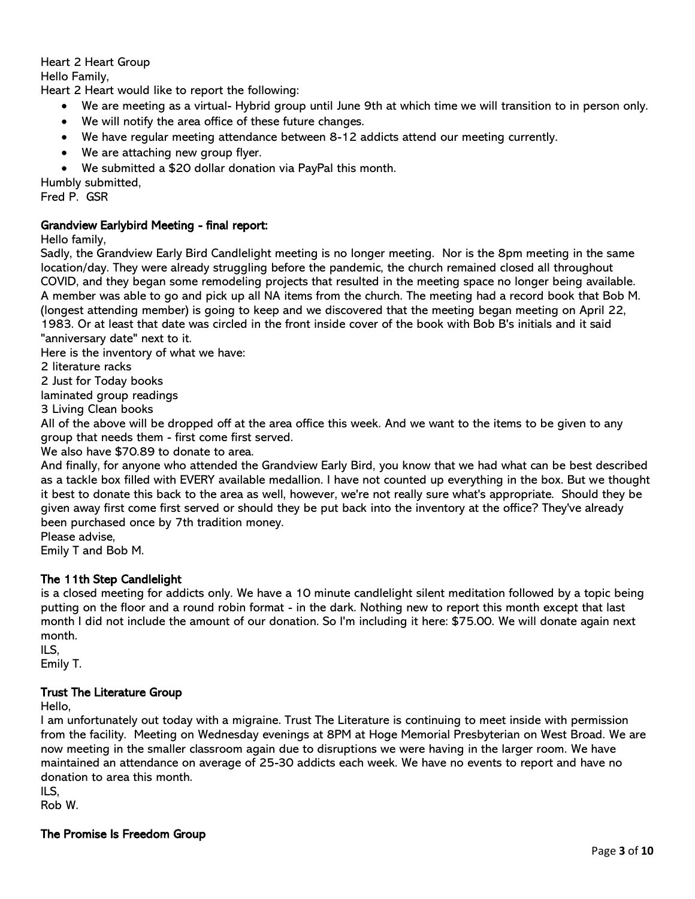Heart 2 Heart Group

Hello Family,

Heart 2 Heart would like to report the following:

- We are meeting as a virtual- Hybrid group until June 9th at which time we will transition to in person only.
- We will notify the area office of these future changes.
- We have regular meeting attendance between 8-12 addicts attend our meeting currently.
- We are attaching new group flyer.
- We submitted a $20 dollar donation via PayPal this month.

Humbly submitted,

Fred P. GSR

**Grandview Earlybird Meeting - final report:**

Hello family,

Sadly, the Grandview Early Bird Candlelight meeting is no longer meeting. Nor is the 8pm meeting in the same location/day. They were already struggling before the pandemic, the church remained closed all throughout COVID, and they began some remodeling projects that resulted in the meeting space no longer being available. A member was able to go and pick up all NA items from the church. The meeting had a record book that Bob M. (longest attending member) is going to keep and we discovered that the meeting began meeting on April 22, 1983. Or at least that date was circled in the front inside cover of the book with Bob B's initials and it said "anniversary date" next to it.

Here is the inventory of what we have:

2 literature racks

2 Just for Today books

laminated group readings

3 Living Clean books

All of the above will be dropped off at the area office this week. And we want to the items to be given to any group that needs them - first come first served.

We also have $70.89 to donate to area.

And finally, for anyone who attended the Grandview Early Bird, you know that we had what can be best described as a tackle box filled with EVERY available medallion. I have not counted up everything in the box. But we thought it best to donate this back to the area as well, however, we're not really sure what's appropriate. Should they be given away first come first served or should they be put back into the inventory at the office? They've already been purchased once by 7th tradition money.

Please advise,

Emily T and Bob M.

**The 11th Step Candlelight**

is a closed meeting for addicts only. We have a 10 minute candlelight silent meditation followed by a topic being putting on the floor and a round robin format - in the dark. Nothing new to report this month except that last month I did not include the amount of our donation. So I'm including it here: $75.00. We will donate again next month.

ILS,

Emily T.

**Trust The Literature Group**

Hello,

I am unfortunately out today with a migraine. Trust The Literature is continuing to meet inside with permission from the facility. Meeting on Wednesday evenings at 8PM at Hoge Memorial Presbyterian on West Broad. We are now meeting in the smaller classroom again due to disruptions we were having in the larger room. We have maintained an attendance on average of 25-30 addicts each week. We have no events to report and have no donation to area this month.

ILS,

Rob W.

**The Promise Is Freedom Group**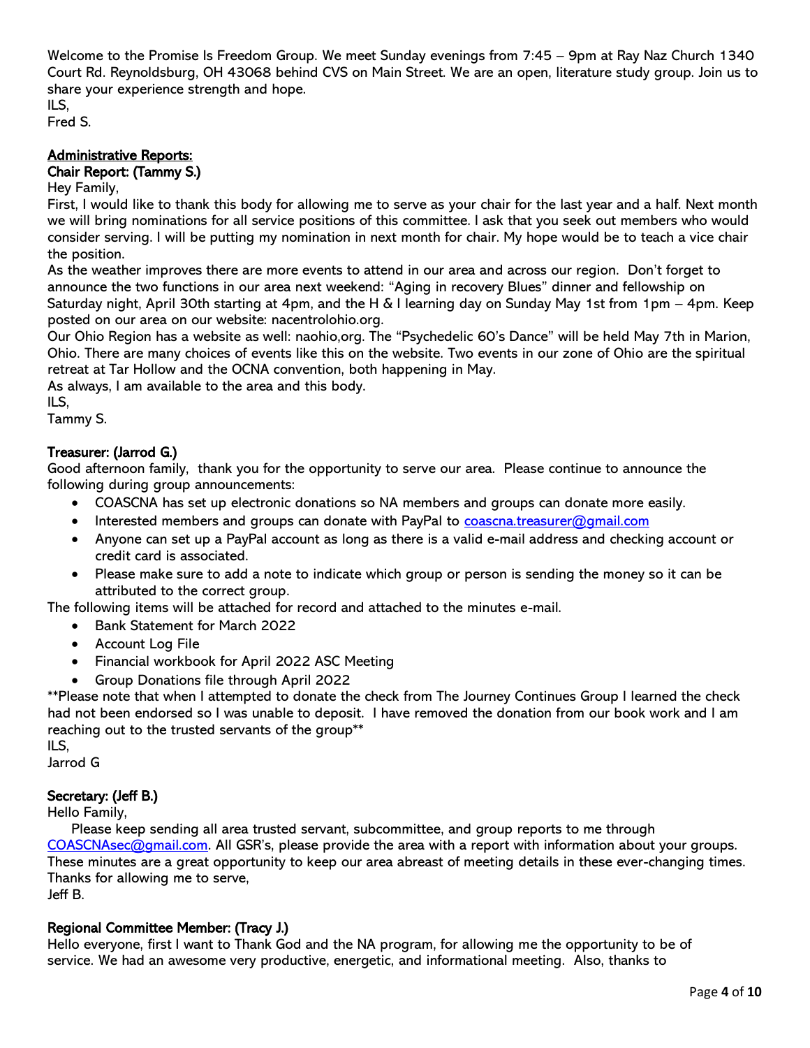Welcome to the Promise Is Freedom Group. We meet Sunday evenings from 7:45 – 9pm at Ray Naz Church 1340 Court Rd. Reynoldsburg, OH 43068 behind CVS on Main Street. We are an open, literature study group. Join us to share your experience strength and hope.
ILS,
Fred S.

## Administrative Reports:

### Chair Report: (Tammy S.)

Hey Family,

First, I would like to thank this body for allowing me to serve as your chair for the last year and a half. Next month we will bring nominations for all service positions of this committee. I ask that you seek out members who would consider serving. I will be putting my nomination in next month for chair. My hope would be to teach a vice chair the position.

As the weather improves there are more events to attend in our area and across our region. Don't forget to announce the two functions in our area next weekend: "Aging in recovery Blues" dinner and fellowship on Saturday night, April 30th starting at 4pm, and the H & I learning day on Sunday May 1st from 1pm – 4pm. Keep posted on our area on our website: nacentrolohio.org.

Our Ohio Region has a website as well: naohio,org. The "Psychedelic 60's Dance" will be held May 7th in Marion, Ohio. There are many choices of events like this on the website. Two events in our zone of Ohio are the spiritual retreat at Tar Hollow and the OCNA convention, both happening in May.

As always, I am available to the area and this body.
ILS,
Tammy S.

### Treasurer: (Jarrod G.)

Good afternoon family, thank you for the opportunity to serve our area. Please continue to announce the following during group announcements:

- COASCNA has set up electronic donations so NA members and groups can donate more easily.
- Interested members and groups can donate with PayPal to coascna.treasurer@gmail.com
- Anyone can set up a PayPal account as long as there is a valid e-mail address and checking account or credit card is associated.
- Please make sure to add a note to indicate which group or person is sending the money so it can be attributed to the correct group.

The following items will be attached for record and attached to the minutes e-mail.

- Bank Statement for March 2022
- Account Log File
- Financial workbook for April 2022 ASC Meeting
- Group Donations file through April 2022

\*\*Please note that when I attempted to donate the check from The Journey Continues Group I learned the check had not been endorsed so I was unable to deposit. I have removed the donation from our book work and I am reaching out to the trusted servants of the group\*\*
ILS,
Jarrod G

### Secretary: (Jeff B.)

Hello Family,

Please keep sending all area trusted servant, subcommittee, and group reports to me through COASCNAsec@gmail.com. All GSR's, please provide the area with a report with information about your groups. These minutes are a great opportunity to keep our area abreast of meeting details in these ever-changing times.
Thanks for allowing me to serve,
Jeff B.

### Regional Committee Member: (Tracy J.)

Hello everyone, first I want to Thank God and the NA program, for allowing me the opportunity to be of service. We had an awesome very productive, energetic, and informational meeting. Also, thanks to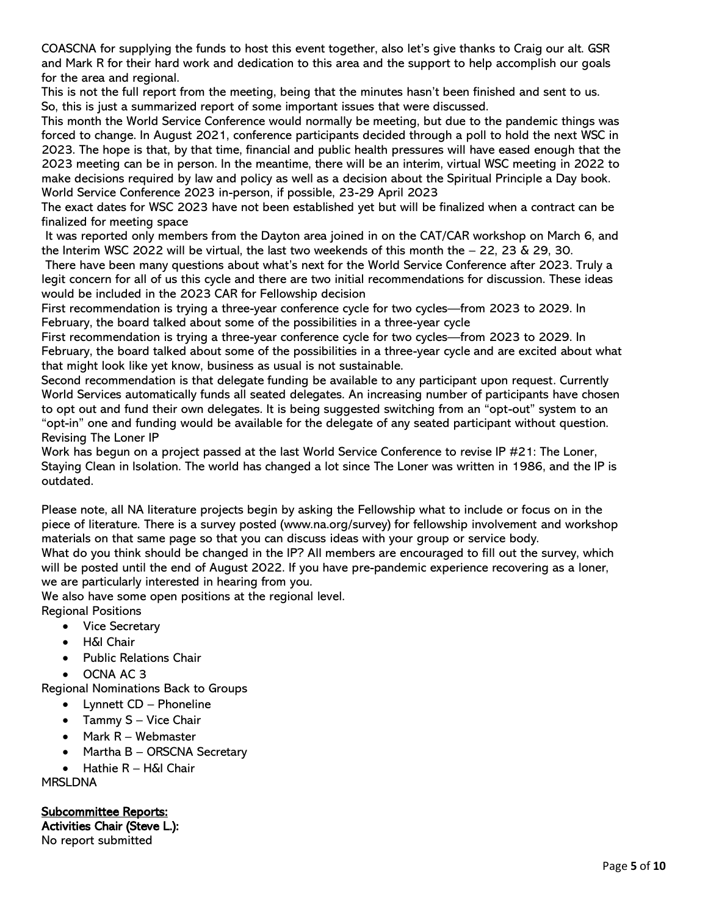COASCNA for supplying the funds to host this event together, also let's give thanks to Craig our alt. GSR and Mark R for their hard work and dedication to this area and the support to help accomplish our goals for the area and regional.

This is not the full report from the meeting, being that the minutes hasn't been finished and sent to us. So, this is just a summarized report of some important issues that were discussed.

This month the World Service Conference would normally be meeting, but due to the pandemic things was forced to change. In August 2021, conference participants decided through a poll to hold the next WSC in 2023. The hope is that, by that time, financial and public health pressures will have eased enough that the 2023 meeting can be in person. In the meantime, there will be an interim, virtual WSC meeting in 2022 to make decisions required by law and policy as well as a decision about the Spiritual Principle a Day book.

World Service Conference 2023 in-person, if possible, 23-29 April 2023

The exact dates for WSC 2023 have not been established yet but will be finalized when a contract can be finalized for meeting space

It was reported only members from the Dayton area joined in on the CAT/CAR workshop on March 6, and the Interim WSC 2022 will be virtual, the last two weekends of this month the – 22, 23 & 29, 30.

There have been many questions about what's next for the World Service Conference after 2023. Truly a legit concern for all of us this cycle and there are two initial recommendations for discussion. These ideas would be included in the 2023 CAR for Fellowship decision

First recommendation is trying a three-year conference cycle for two cycles—from 2023 to 2029. In February, the board talked about some of the possibilities in a three-year cycle

First recommendation is trying a three-year conference cycle for two cycles—from 2023 to 2029. In February, the board talked about some of the possibilities in a three-year cycle and are excited about what that might look like yet know, business as usual is not sustainable.

Second recommendation is that delegate funding be available to any participant upon request. Currently World Services automatically funds all seated delegates. An increasing number of participants have chosen to opt out and fund their own delegates. It is being suggested switching from an "opt-out" system to an "opt-in" one and funding would be available for the delegate of any seated participant without question.

Revising The Loner IP

Work has begun on a project passed at the last World Service Conference to revise IP #21: The Loner, Staying Clean in Isolation. The world has changed a lot since The Loner was written in 1986, and the IP is outdated.

Please note, all NA literature projects begin by asking the Fellowship what to include or focus on in the piece of literature. There is a survey posted (www.na.org/survey) for fellowship involvement and workshop materials on that same page so that you can discuss ideas with your group or service body.

What do you think should be changed in the IP? All members are encouraged to fill out the survey, which will be posted until the end of August 2022. If you have pre-pandemic experience recovering as a loner, we are particularly interested in hearing from you.

We also have some open positions at the regional level.

Regional Positions

- Vice Secretary
- H&I Chair
- Public Relations Chair
- OCNA AC 3

Regional Nominations Back to Groups

- Lynnett CD – Phoneline
- Tammy S – Vice Chair
- Mark R – Webmaster
- Martha B – ORSCNA Secretary
- Hathie R – H&I Chair

MRSLDNA

## Subcommittee Reports:

**Activities Chair (Steve L.):**

No report submitted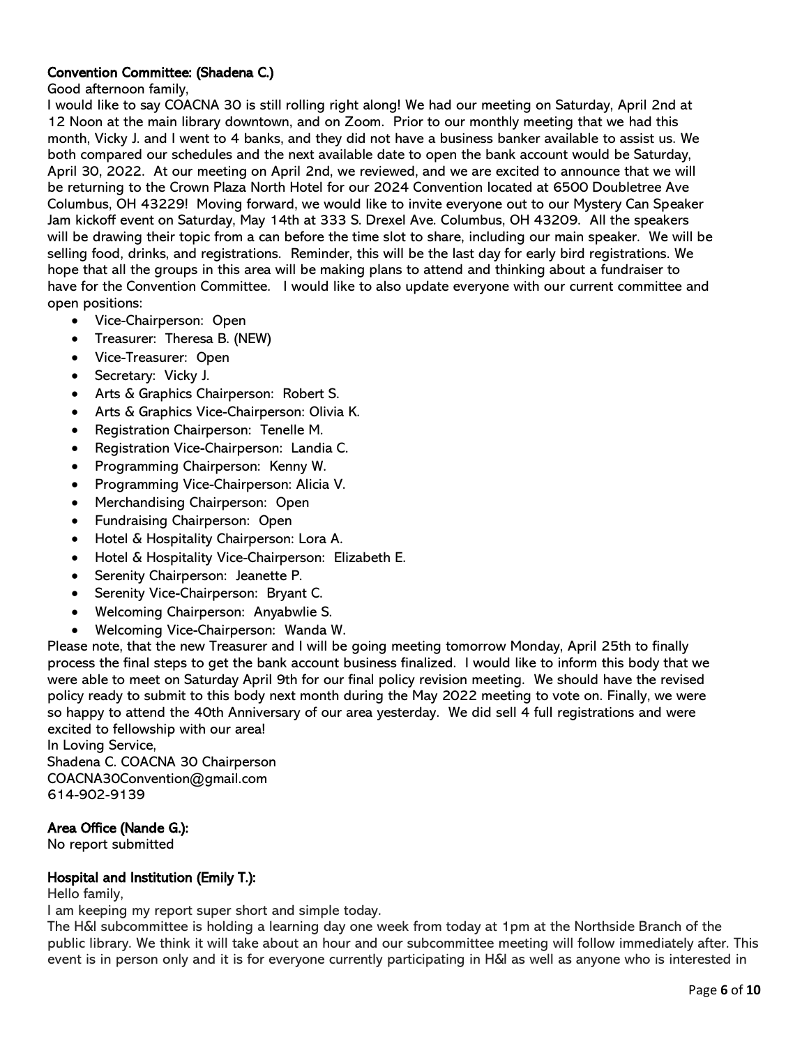**Convention Committee: (Shadena C.)**

Good afternoon family,

I would like to say COACNA 30 is still rolling right along! We had our meeting on Saturday, April 2nd at 12 Noon at the main library downtown, and on Zoom. Prior to our monthly meeting that we had this month, Vicky J. and I went to 4 banks, and they did not have a business banker available to assist us. We both compared our schedules and the next available date to open the bank account would be Saturday, April 30, 2022. At our meeting on April 2nd, we reviewed, and we are excited to announce that we will be returning to the Crown Plaza North Hotel for our 2024 Convention located at 6500 Doubletree Ave Columbus, OH 43229! Moving forward, we would like to invite everyone out to our Mystery Can Speaker Jam kickoff event on Saturday, May 14th at 333 S. Drexel Ave. Columbus, OH 43209. All the speakers will be drawing their topic from a can before the time slot to share, including our main speaker. We will be selling food, drinks, and registrations. Reminder, this will be the last day for early bird registrations. We hope that all the groups in this area will be making plans to attend and thinking about a fundraiser to have for the Convention Committee. I would like to also update everyone with our current committee and open positions:

- Vice-Chairperson: Open
- Treasurer: Theresa B. (NEW)
- Vice-Treasurer: Open
- Secretary: Vicky J.
- Arts & Graphics Chairperson: Robert S.
- Arts & Graphics Vice-Chairperson: Olivia K.
- Registration Chairperson: Tenelle M.
- Registration Vice-Chairperson: Landia C.
- Programming Chairperson: Kenny W.
- Programming Vice-Chairperson: Alicia V.
- Merchandising Chairperson: Open
- Fundraising Chairperson: Open
- Hotel & Hospitality Chairperson: Lora A.
- Hotel & Hospitality Vice-Chairperson: Elizabeth E.
- Serenity Chairperson: Jeanette P.
- Serenity Vice-Chairperson: Bryant C.
- Welcoming Chairperson: Anyabwlie S.
- Welcoming Vice-Chairperson: Wanda W.

Please note, that the new Treasurer and I will be going meeting tomorrow Monday, April 25th to finally process the final steps to get the bank account business finalized. I would like to inform this body that we were able to meet on Saturday April 9th for our final policy revision meeting. We should have the revised policy ready to submit to this body next month during the May 2022 meeting to vote on. Finally, we were so happy to attend the 40th Anniversary of our area yesterday. We did sell 4 full registrations and were excited to fellowship with our area!

In Loving Service,
Shadena C. COACNA 30 Chairperson
COACNA30Convention@gmail.com
614-902-9139

**Area Office (Nande G.):**

No report submitted

**Hospital and Institution (Emily T.):**

Hello family,

I am keeping my report super short and simple today.

The H&I subcommittee is holding a learning day one week from today at 1pm at the Northside Branch of the public library. We think it will take about an hour and our subcommittee meeting will follow immediately after. This event is in person only and it is for everyone currently participating in H&I as well as anyone who is interested in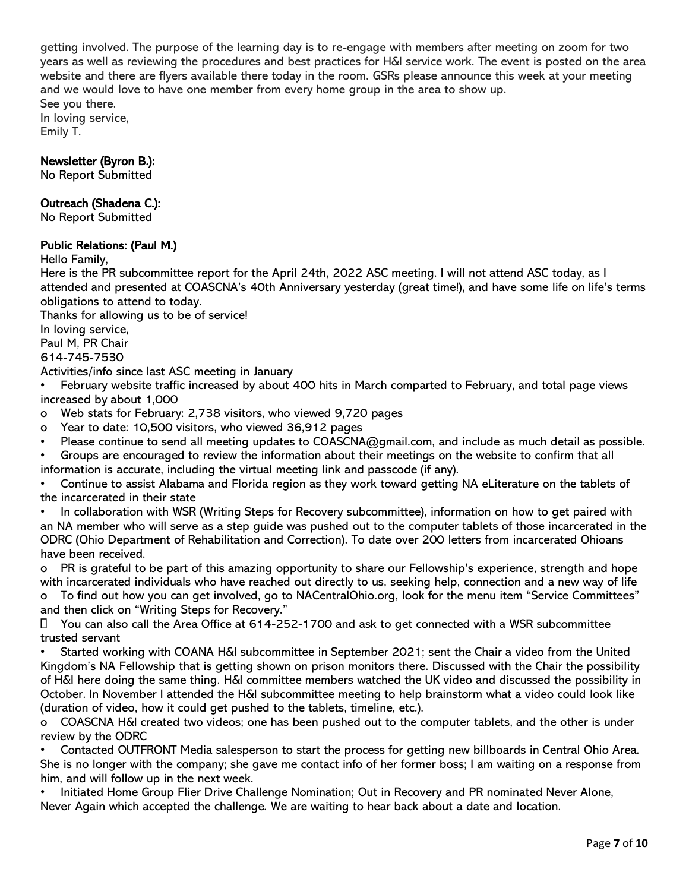getting involved. The purpose of the learning day is to re-engage with members after meeting on zoom for two years as well as reviewing the procedures and best practices for H&I service work. The event is posted on the area website and there are flyers available there today in the room. GSRs please announce this week at your meeting and we would love to have one member from every home group in the area to show up.
See you there.
In loving service,
Emily T.

**Newsletter (Byron B.):**
No Report Submitted

**Outreach (Shadena C.):**
No Report Submitted

**Public Relations: (Paul M.)**
Hello Family,
Here is the PR subcommittee report for the April 24th, 2022 ASC meeting. I will not attend ASC today, as I attended and presented at COASCNA's 40th Anniversary yesterday (great time!), and have some life on life's terms obligations to attend to today.
Thanks for allowing us to be of service!
In loving service,
Paul M, PR Chair
614-745-7530
Activities/info since last ASC meeting in January

- February website traffic increased by about 400 hits in March comparted to February, and total page views increased by about 1,000
  - Web stats for February: 2,738 visitors, who viewed 9,720 pages
  - Year to date: 10,500 visitors, who viewed 36,912 pages
- Please continue to send all meeting updates to COASCNA@gmail.com, and include as much detail as possible.
- Groups are encouraged to review the information about their meetings on the website to confirm that all information is accurate, including the virtual meeting link and passcode (if any).
- Continue to assist Alabama and Florida region as they work toward getting NA eLiterature on the tablets of the incarcerated in their state
- In collaboration with WSR (Writing Steps for Recovery subcommittee), information on how to get paired with an NA member who will serve as a step guide was pushed out to the computer tablets of those incarcerated in the ODRC (Ohio Department of Rehabilitation and Correction). To date over 200 letters from incarcerated Ohioans have been received.
  - PR is grateful to be part of this amazing opportunity to share our Fellowship's experience, strength and hope with incarcerated individuals who have reached out directly to us, seeking help, connection and a new way of life
  - To find out how you can get involved, go to NACentralOhio.org, look for the menu item "Service Committees" and then click on "Writing Steps for Recovery."
    - You can also call the Area Office at 614-252-1700 and ask to get connected with a WSR subcommittee trusted servant
- Started working with COANA H&I subcommittee in September 2021; sent the Chair a video from the United Kingdom's NA Fellowship that is getting shown on prison monitors there. Discussed with the Chair the possibility of H&I here doing the same thing. H&I committee members watched the UK video and discussed the possibility in October. In November I attended the H&I subcommittee meeting to help brainstorm what a video could look like (duration of video, how it could get pushed to the tablets, timeline, etc.).
  - COASCNA H&I created two videos; one has been pushed out to the computer tablets, and the other is under review by the ODRC
- Contacted OUTFRONT Media salesperson to start the process for getting new billboards in Central Ohio Area. She is no longer with the company; she gave me contact info of her former boss; I am waiting on a response from him, and will follow up in the next week.
- Initiated Home Group Flier Drive Challenge Nomination; Out in Recovery and PR nominated Never Alone, Never Again which accepted the challenge. We are waiting to hear back about a date and location.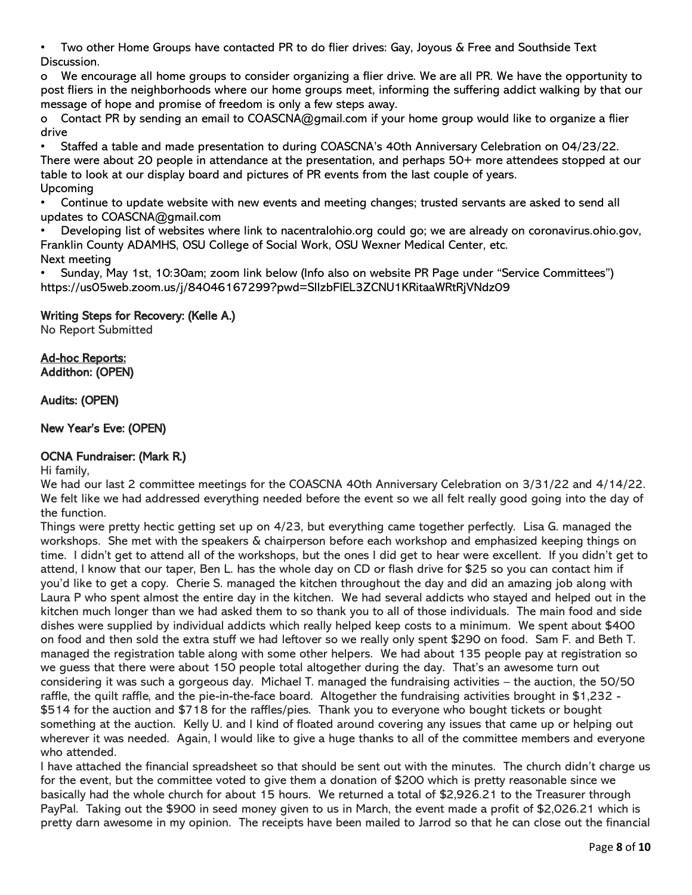- Two other Home Groups have contacted PR to do flier drives: Gay, Joyous & Free and Southside Text Discussion.
  - o We encourage all home groups to consider organizing a flier drive. We are all PR. We have the opportunity to post fliers in the neighborhoods where our home groups meet, informing the suffering addict walking by that our message of hope and promise of freedom is only a few steps away.
  - o Contact PR by sending an email to COASCNA@gmail.com if your home group would like to organize a flier drive
- Staffed a table and made presentation to during COASCNA's 40th Anniversary Celebration on 04/23/22. There were about 20 people in attendance at the presentation, and perhaps 50+ more attendees stopped at our table to look at our display board and pictures of PR events from the last couple of years.

Upcoming

- Continue to update website with new events and meeting changes; trusted servants are asked to send all updates to COASCNA@gmail.com
- Developing list of websites where link to nacentralohio.org could go; we are already on coronavirus.ohio.gov, Franklin County ADAMHS, OSU College of Social Work, OSU Wexner Medical Center, etc.

Next meeting

- Sunday, May 1st, 10:30am; zoom link below (Info also on website PR Page under "Service Committees") https://us05web.zoom.us/j/84046167299?pwd=SllzbFlEL3ZCNU1KRitaaWRtRjVNdz09

**Writing Steps for Recovery: (Kelle A.)**

No Report Submitted

**Ad-hoc Reports:**

**Addithon: (OPEN)**

**Audits: (OPEN)**

**New Year's Eve: (OPEN)**

**OCNA Fundraiser: (Mark R.)**

Hi family,

We had our last 2 committee meetings for the COASCNA 40th Anniversary Celebration on 3/31/22 and 4/14/22. We felt like we had addressed everything needed before the event so we all felt really good going into the day of the function.

Things were pretty hectic getting set up on 4/23, but everything came together perfectly. Lisa G. managed the workshops. She met with the speakers & chairperson before each workshop and emphasized keeping things on time. I didn't get to attend all of the workshops, but the ones I did get to hear were excellent. If you didn't get to attend, I know that our taper, Ben L. has the whole day on CD or flash drive for $25 so you can contact him if you'd like to get a copy. Cherie S. managed the kitchen throughout the day and did an amazing job along with Laura P who spent almost the entire day in the kitchen. We had several addicts who stayed and helped out in the kitchen much longer than we had asked them to so thank you to all of those individuals. The main food and side dishes were supplied by individual addicts which really helped keep costs to a minimum. We spent about $400 on food and then sold the extra stuff we had leftover so we really only spent $290 on food. Sam F. and Beth T. managed the registration table along with some other helpers. We had about 135 people pay at registration so we guess that there were about 150 people total altogether during the day. That's an awesome turn out considering it was such a gorgeous day. Michael T. managed the fundraising activities – the auction, the 50/50 raffle, the quilt raffle, and the pie-in-the-face board. Altogether the fundraising activities brought in $1,232 - $514 for the auction and $718 for the raffles/pies. Thank you to everyone who bought tickets or bought something at the auction. Kelly U. and I kind of floated around covering any issues that came up or helping out wherever it was needed. Again, I would like to give a huge thanks to all of the committee members and everyone who attended.

I have attached the financial spreadsheet so that should be sent out with the minutes. The church didn't charge us for the event, but the committee voted to give them a donation of $200 which is pretty reasonable since we basically had the whole church for about 15 hours. We returned a total of $2,926.21 to the Treasurer through PayPal. Taking out the $900 in seed money given to us in March, the event made a profit of $2,026.21 which is pretty darn awesome in my opinion. The receipts have been mailed to Jarrod so that he can close out the financial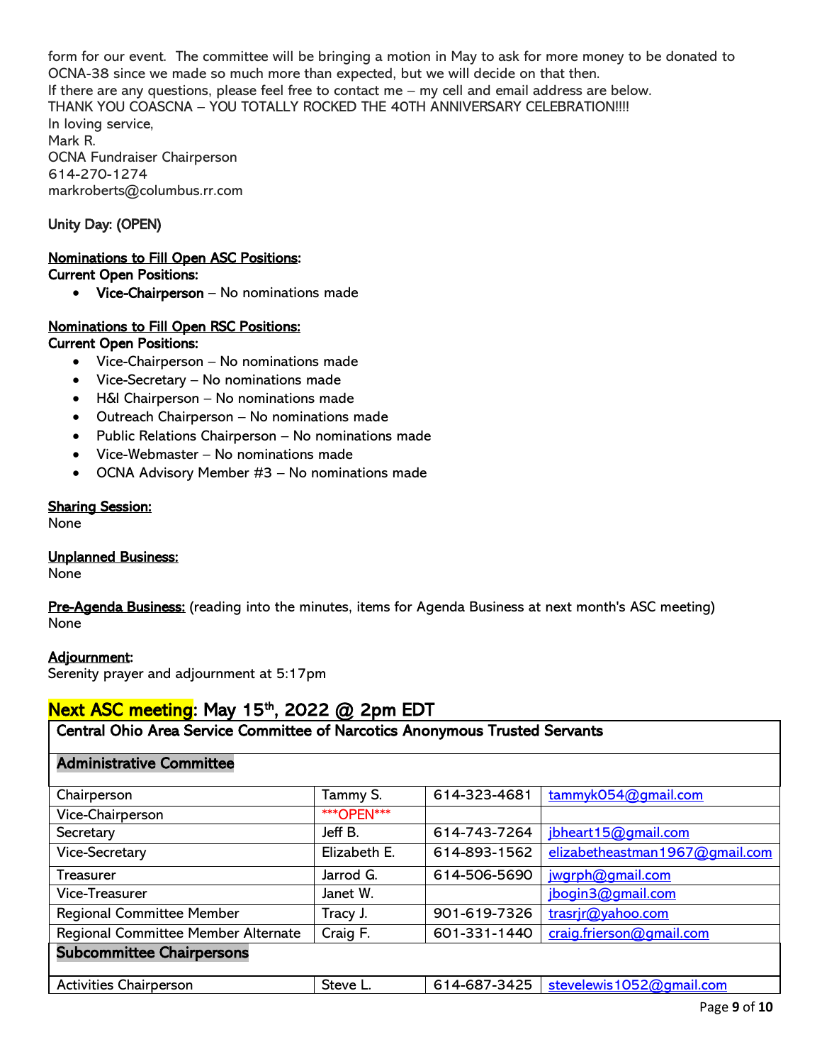form for our event. The committee will be bringing a motion in May to ask for more money to be donated to OCNA-38 since we made so much more than expected, but we will decide on that then.
If there are any questions, please feel free to contact me – my cell and email address are below.
THANK YOU COASCNA – YOU TOTALLY ROCKED THE 40TH ANNIVERSARY CELEBRATION!!!!
In loving service,
Mark R.
OCNA Fundraiser Chairperson
614-270-1274
markroberts@columbus.rr.com

**Unity Day: (OPEN)**

**Nominations to Fill Open ASC Positions:**
**Current Open Positions:**

- **Vice-Chairperson** – No nominations made

**Nominations to Fill Open RSC Positions:**
**Current Open Positions:**

- Vice-Chairperson – No nominations made
- Vice-Secretary – No nominations made
- H&I Chairperson – No nominations made
- Outreach Chairperson – No nominations made
- Public Relations Chairperson – No nominations made
- Vice-Webmaster – No nominations made
- OCNA Advisory Member #3 – No nominations made

**Sharing Session:**
None

**Unplanned Business:**
None

**Pre-Agenda Business:** (reading into the minutes, items for Agenda Business at next month's ASC meeting)
None

**Adjournment:**
Serenity prayer and adjournment at 5:17pm

## Next ASC meeting: May 15th, 2022 @ 2pm EDT

| Central Ohio Area Service Committee of Narcotics Anonymous Trusted Servants | | | |
|---|---|---|---|
| **Administrative Committee** | | | |
| Chairperson | Tammy S. | 614-323-4681 | tammyk054@gmail.com |
| Vice-Chairperson | \*\*\*OPEN\*\*\* | | |
| Secretary | Jeff B. | 614-743-7264 | jbheart15@gmail.com |
| Vice-Secretary | Elizabeth E. | 614-893-1562 | elizabetheastman1967@gmail.com |
| Treasurer | Jarrod G. | 614-506-5690 | jwgrph@gmail.com |
| Vice-Treasurer | Janet W. | | jbogin3@gmail.com |
| Regional Committee Member | Tracy J. | 901-619-7326 | trasrjr@yahoo.com |
| Regional Committee Member Alternate | Craig F. | 601-331-1440 | craig.frierson@gmail.com |
| **Subcommittee Chairpersons** | | | |
| Activities Chairperson | Steve L. | 614-687-3425 | stevelewis1052@gmail.com |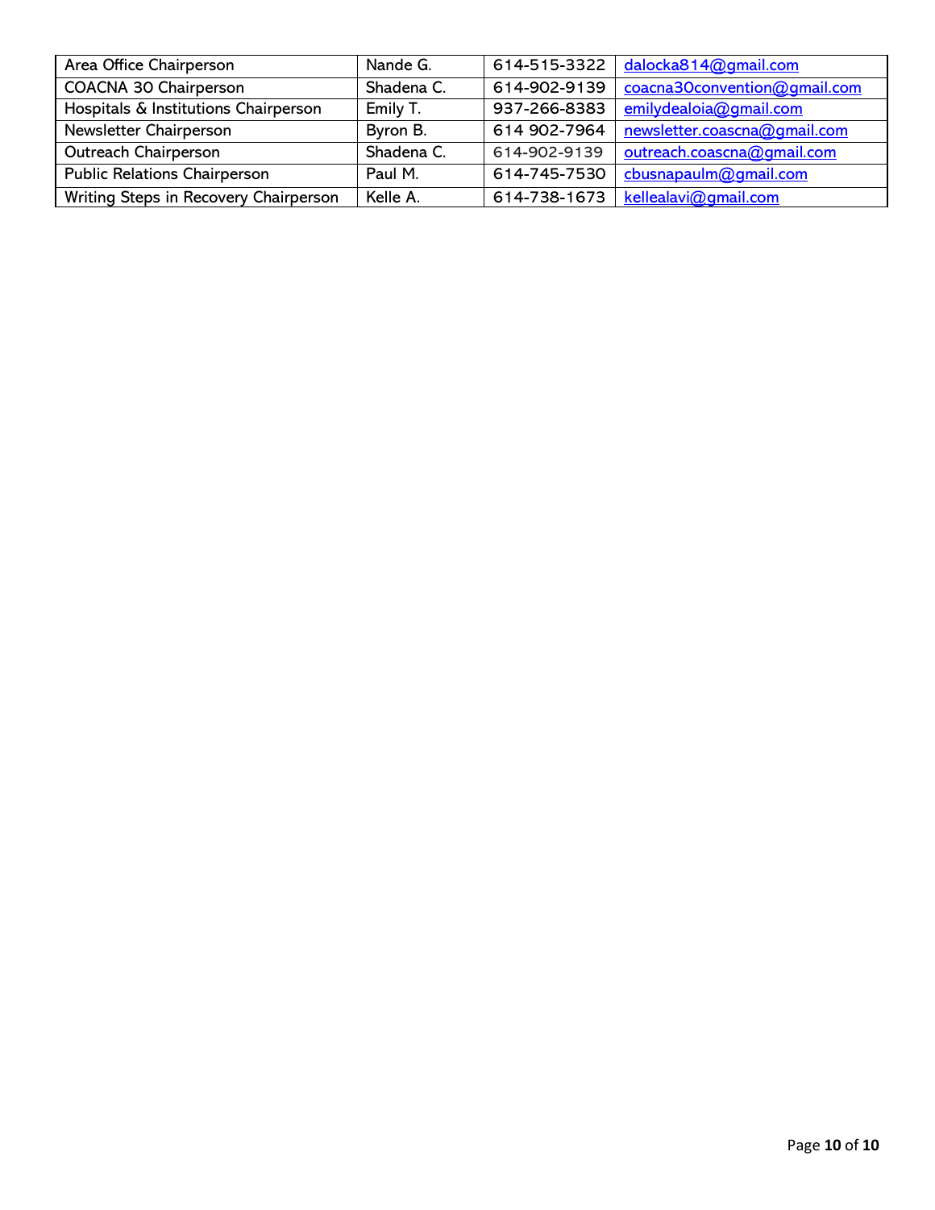| | | | |
|---|---|---|---|
| Area Office Chairperson | Nande G. | 614-515-3322 | dalocka814@gmail.com |
| COACNA 30 Chairperson | Shadena C. | 614-902-9139 | coacna30convention@gmail.com |
| Hospitals & Institutions Chairperson | Emily T. | 937-266-8383 | emilydealoia@gmail.com |
| Newsletter Chairperson | Byron B. | 614 902-7964 | newsletter.coascna@gmail.com |
| Outreach Chairperson | Shadena C. | 614-902-9139 | outreach.coascna@gmail.com |
| Public Relations Chairperson | Paul M. | 614-745-7530 | cbusnapaulm@gmail.com |
| Writing Steps in Recovery Chairperson | Kelle A. | 614-738-1673 | kellealavi@gmail.com |